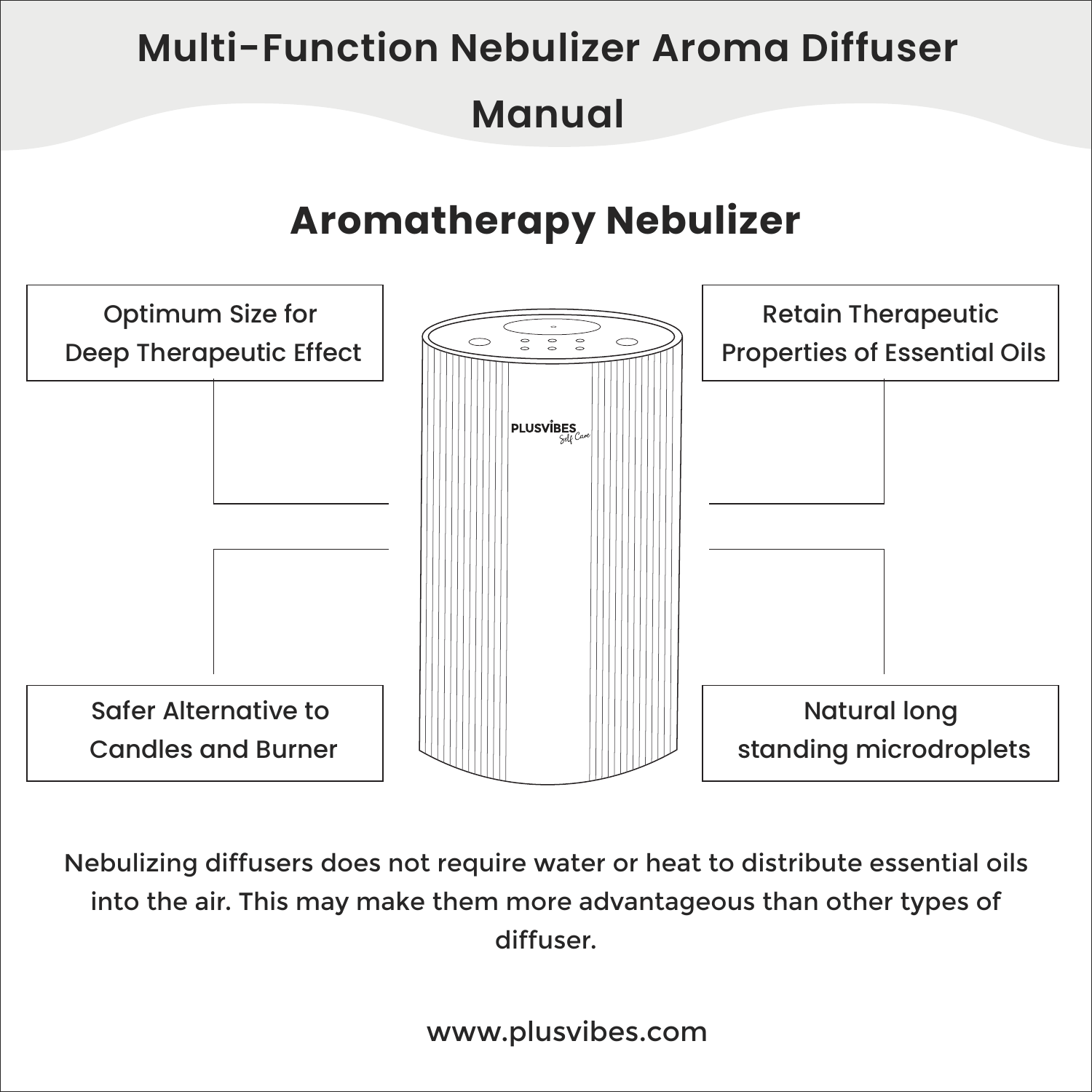# Multi-Function Nebulizer Aroma Diffuser Manual

## Aromatherapy Nebulizer

- Optimum Size for Deep Therapeutic Effect
- Retain Therapeutic Properties of Essential Oils
- Safer Alternative to Candles and Burner
- Natural long standing microdroplets

Nebulizing diffusers does not require water or heat to distribute essential oils into the air. This may make them more advantageous than other types of diffuser.

www.plusvibes.com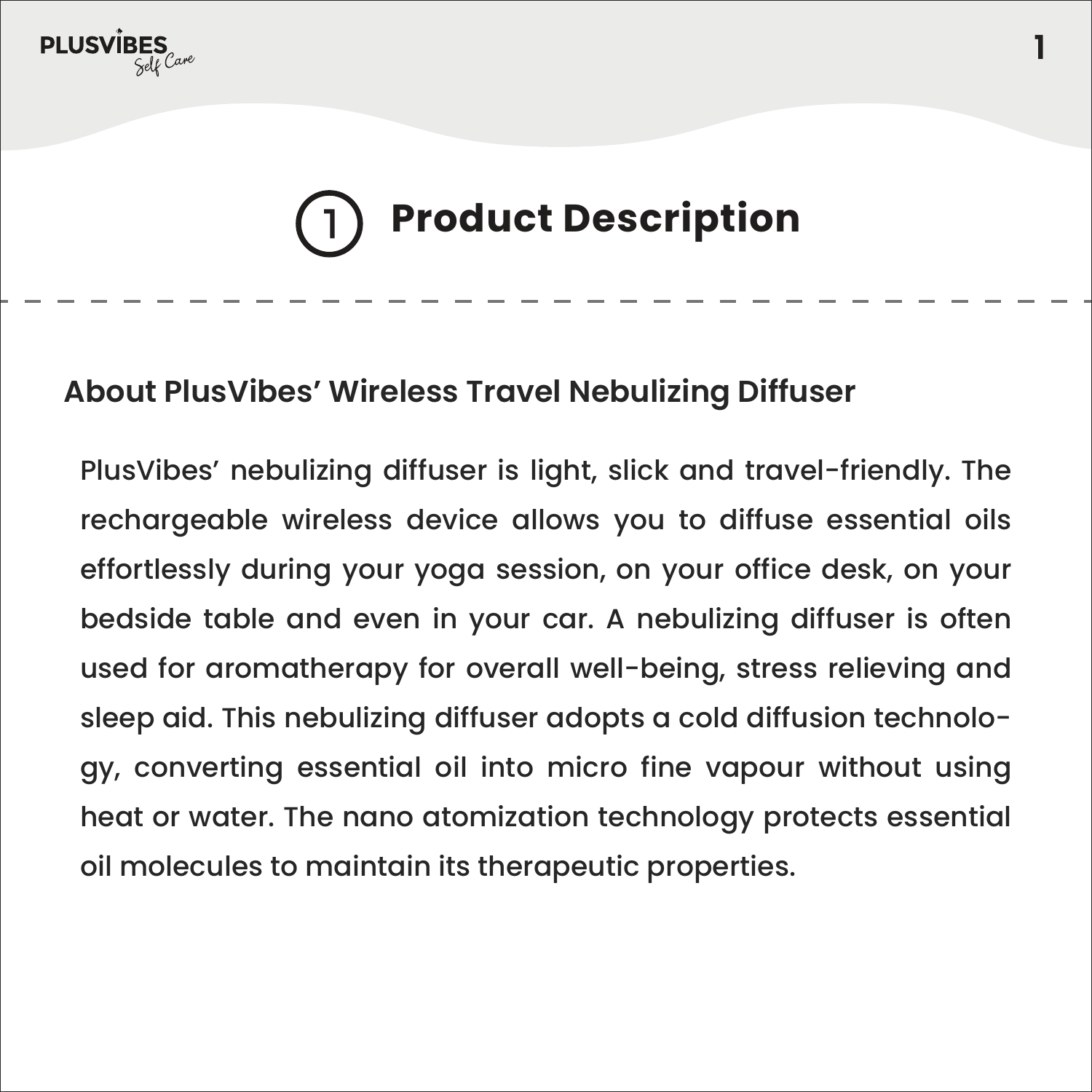# 1 Product Description

## About PlusVibes' Wireless Travel Nebulizing Diffuser

PlusVibes' nebulizing diffuser is light, slick and travel-friendly. The rechargeable wireless device allows you to diffuse essential oils effortlessly during your yoga session, on your office desk, on your bedside table and even in your car. A nebulizing diffuser is often used for aromatherapy for overall well-being, stress relieving and sleep aid. This nebulizing diffuser adopts a cold diffusion technology, converting essential oil into micro fine vapour without using heat or water. The nano atomization technology protects essential oil molecules to maintain its therapeutic properties.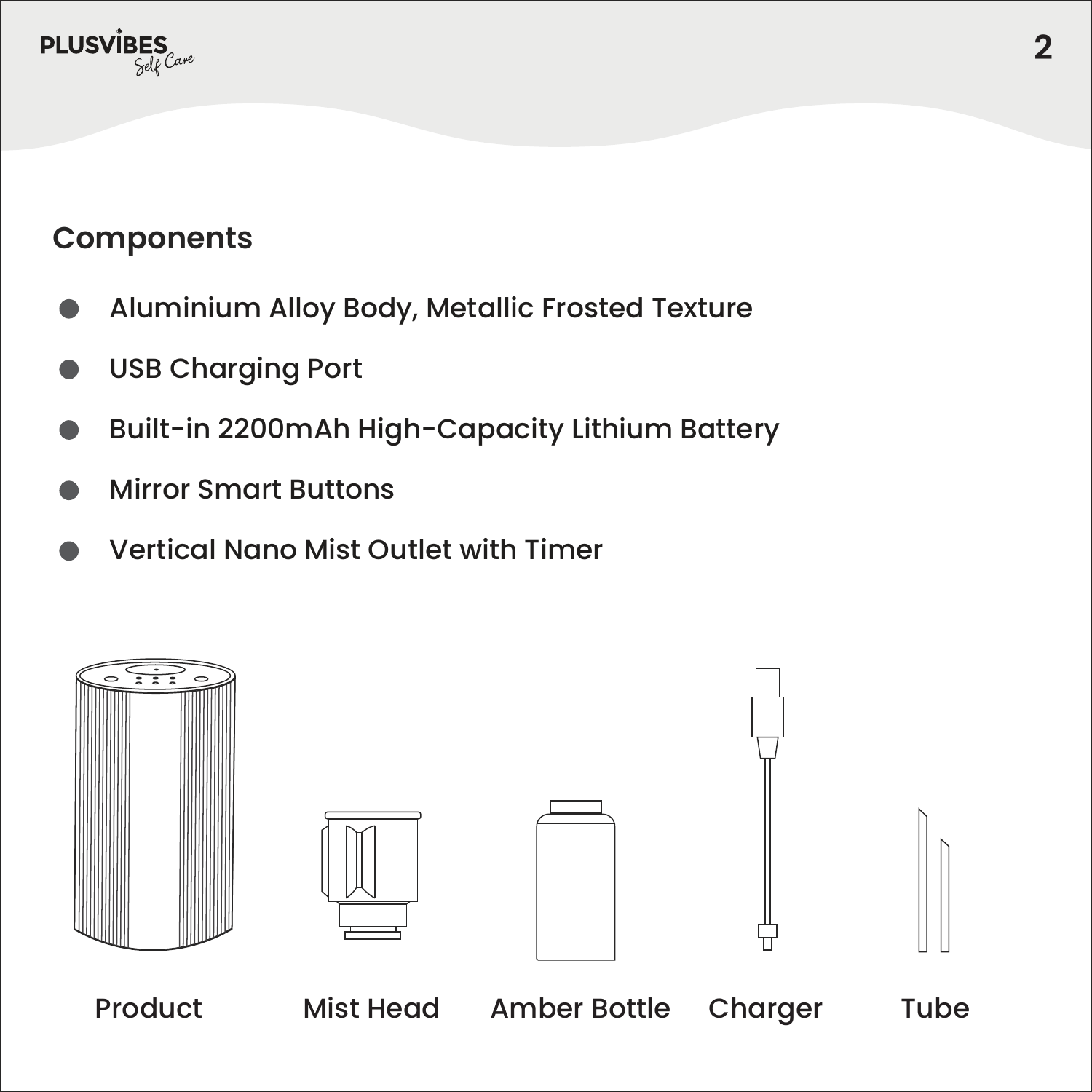## Components

- Aluminium Alloy Body, Metallic Frosted Texture
- USB Charging Port
- Built-in 2200mAh High-Capacity Lithium Battery
- Mirror Smart Buttons
- Vertical Nano Mist Outlet with Timer

Product

Mist Head

Amber Bottle

Charger

Tube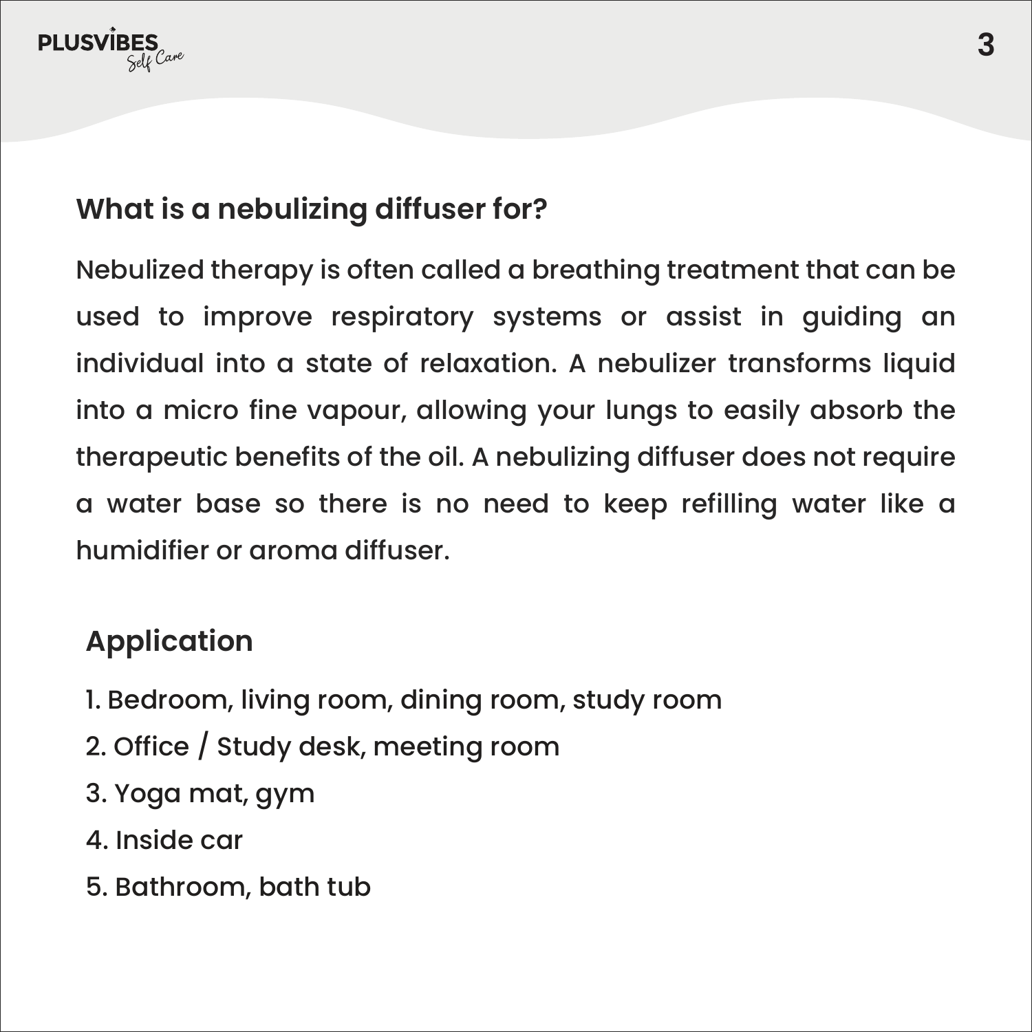## What is a nebulizing diffuser for?

Nebulized therapy is often called a breathing treatment that can be used to improve respiratory systems or assist in guiding an individual into a state of relaxation. A nebulizer transforms liquid into a micro fine vapour, allowing your lungs to easily absorb the therapeutic benefits of the oil. A nebulizing diffuser does not require a water base so there is no need to keep refilling water like a humidifier or aroma diffuser.

## Application

1. Bedroom, living room, dining room, study room
2. Office / Study desk, meeting room
3. Yoga mat, gym
4. Inside car
5. Bathroom, bath tub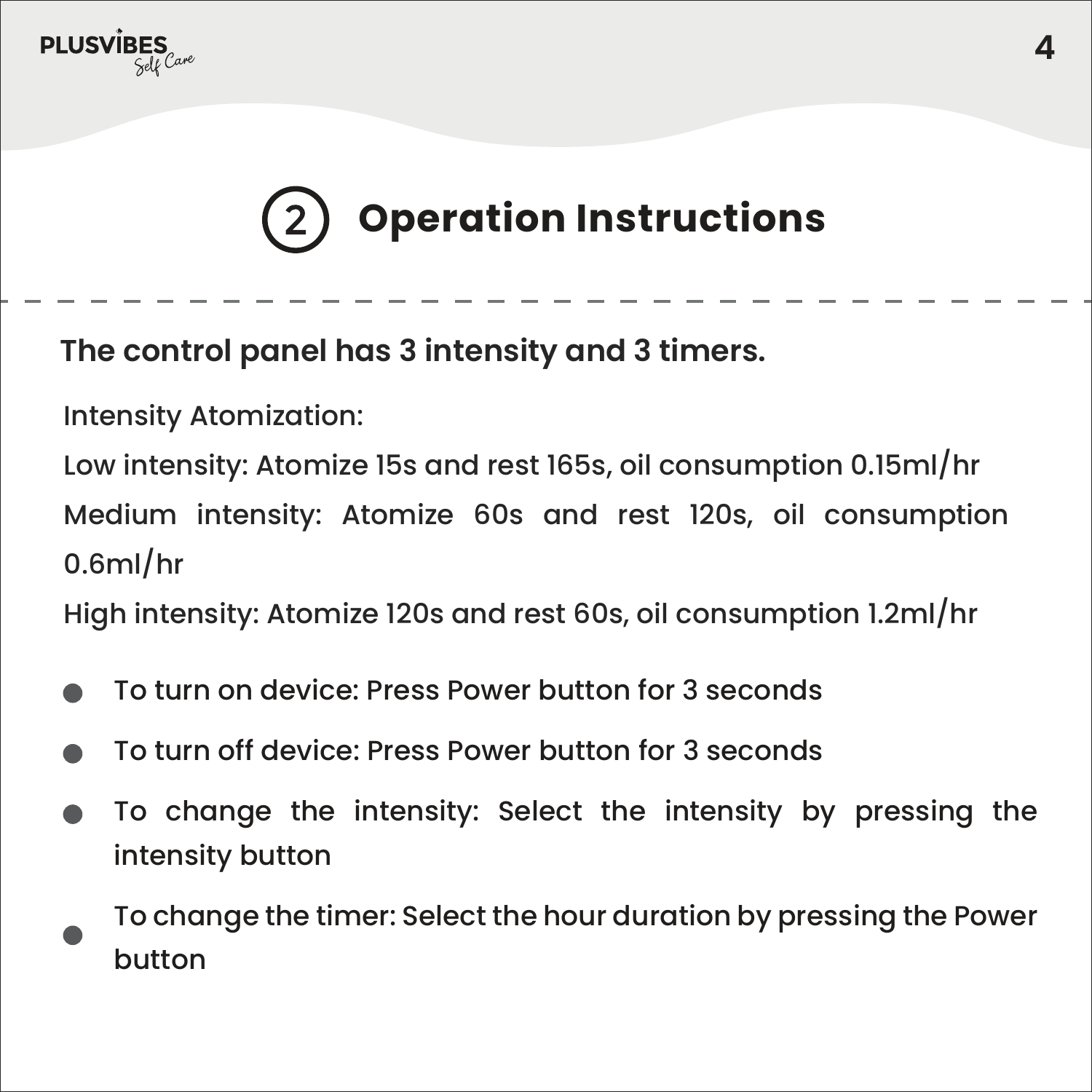## 2 Operation Instructions

**The control panel has 3 intensity and 3 timers.**

Intensity Atomization:

Low intensity: Atomize 15s and rest 165s, oil consumption 0.15ml/hr

Medium intensity: Atomize 60s and rest 120s, oil consumption 0.6ml/hr

High intensity: Atomize 120s and rest 60s, oil consumption 1.2ml/hr

- To turn on device: Press Power button for 3 seconds
- To turn off device: Press Power button for 3 seconds
- To change the intensity: Select the intensity by pressing the intensity button
- To change the timer: Select the hour duration by pressing the Power button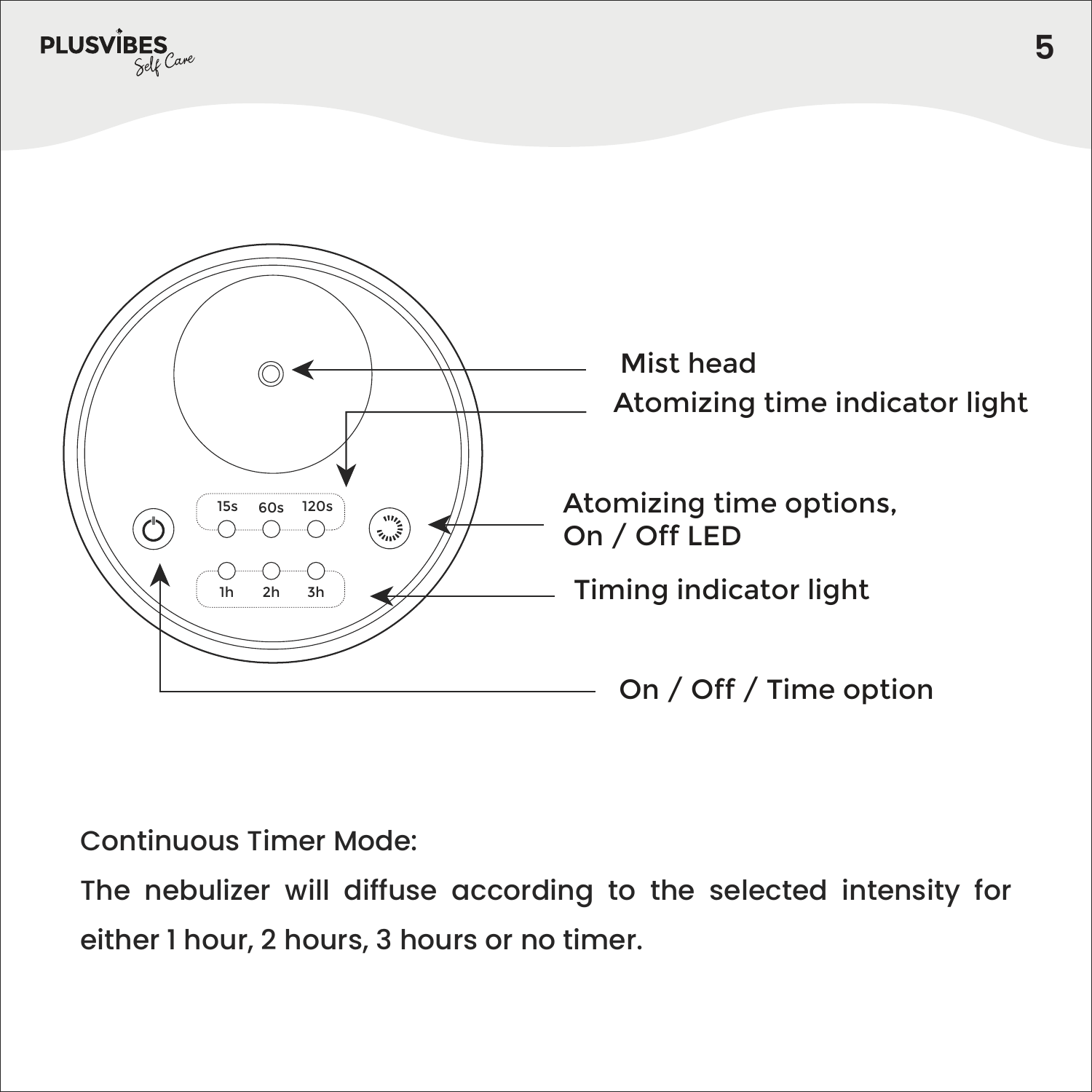Mist head

Atomizing time indicator light

15s 60s 120s

Atomizing time options,
On / Off LED

1h 2h 3h

Timing indicator light

On / Off / Time option

Continuous Timer Mode:

The nebulizer will diffuse according to the selected intensity for either 1 hour, 2 hours, 3 hours or no timer.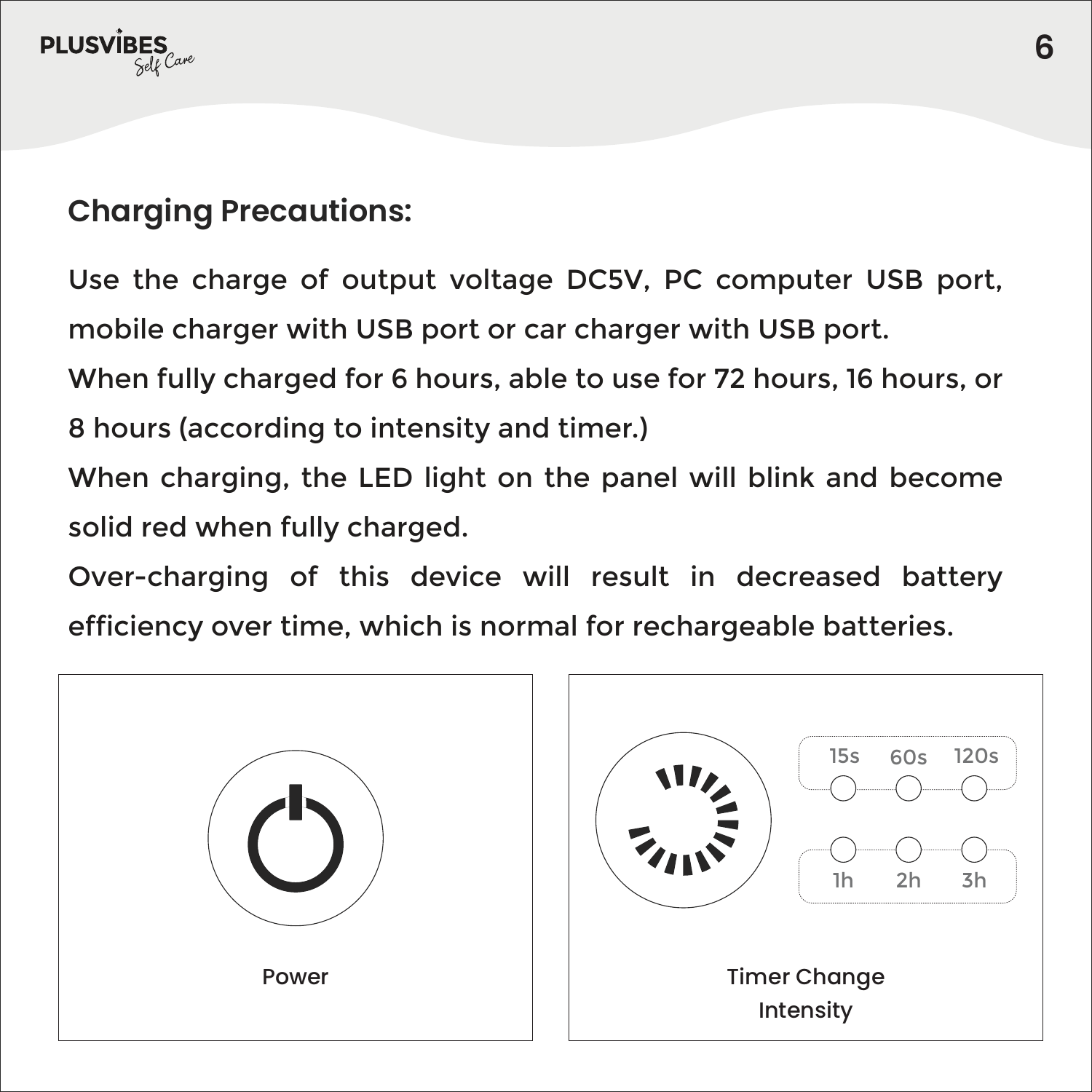## Charging Precautions:

Use the charge of output voltage DC5V, PC computer USB port, mobile charger with USB port or car charger with USB port.

When fully charged for 6 hours, able to use for 72 hours, 16 hours, or 8 hours (according to intensity and timer.)

When charging, the LED light on the panel will blink and become solid red when fully charged.

Over-charging of this device will result in decreased battery efficiency over time, which is normal for rechargeable batteries.

Power

15s 60s 120s

1h 2h 3h

Timer Change Intensity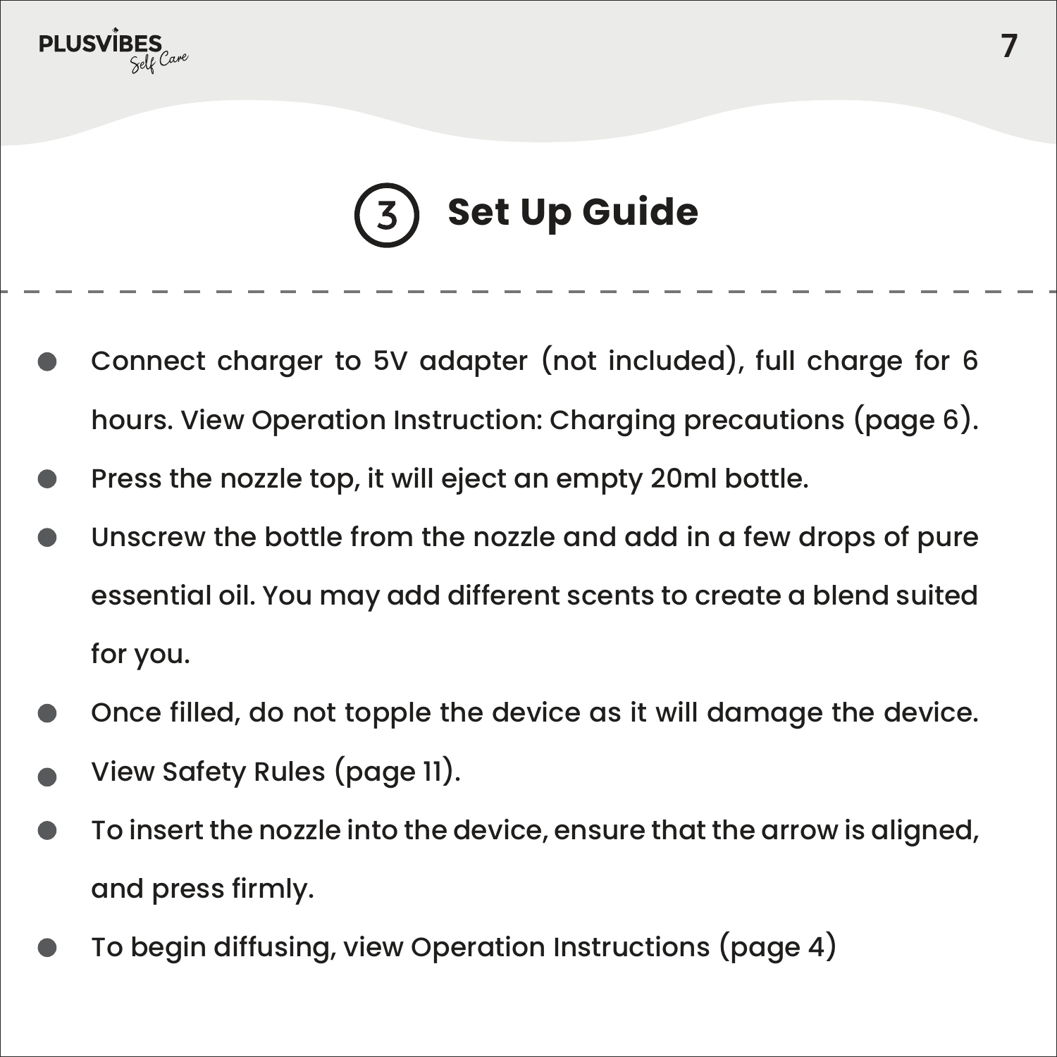# 3 Set Up Guide

- Connect charger to 5V adapter (not included), full charge for 6 hours. View Operation Instruction: Charging precautions (page 6).
- Press the nozzle top, it will eject an empty 20ml bottle.
- Unscrew the bottle from the nozzle and add in a few drops of pure essential oil. You may add different scents to create a blend suited for you.
- Once filled, do not topple the device as it will damage the device.
- View Safety Rules (page 11).
- To insert the nozzle into the device, ensure that the arrow is aligned, and press firmly.
- To begin diffusing, view Operation Instructions (page 4)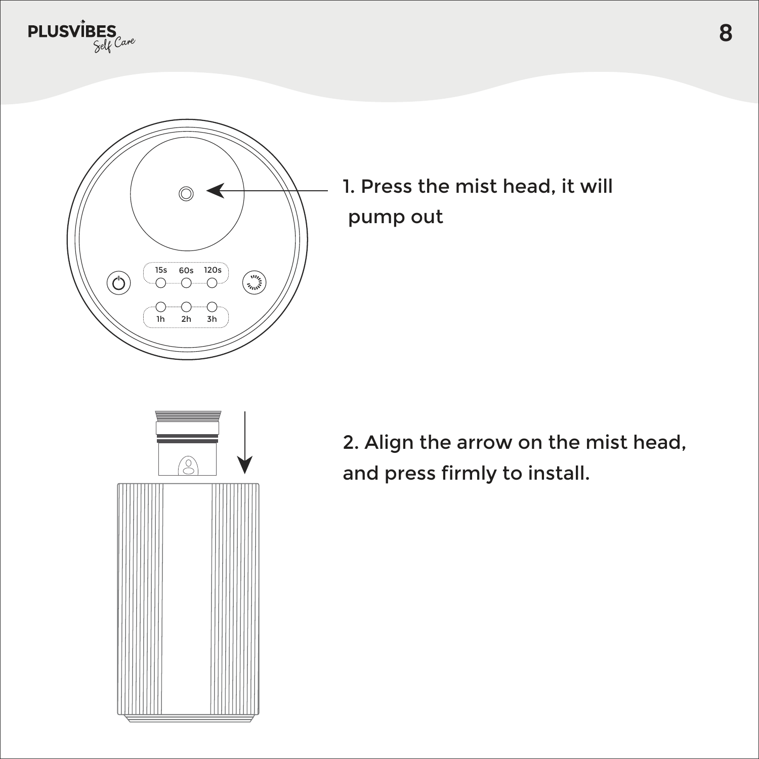1. Press the mist head, it will pump out

2. Align the arrow on the mist head, and press firmly to install.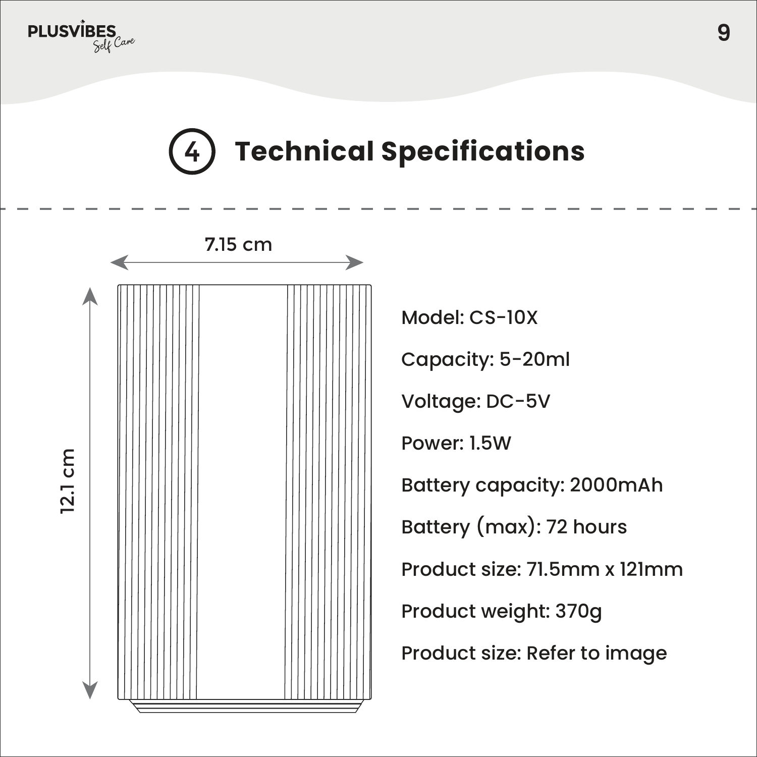# 4 Technical Specifications

7.15 cm

12.1 cm

Model: CS-10X

Capacity: 5-20ml

Voltage: DC-5V

Power: 1.5W

Battery capacity: 2000mAh

Battery (max): 72 hours

Product size: 71.5mm x 121mm

Product weight: 370g

Product size: Refer to image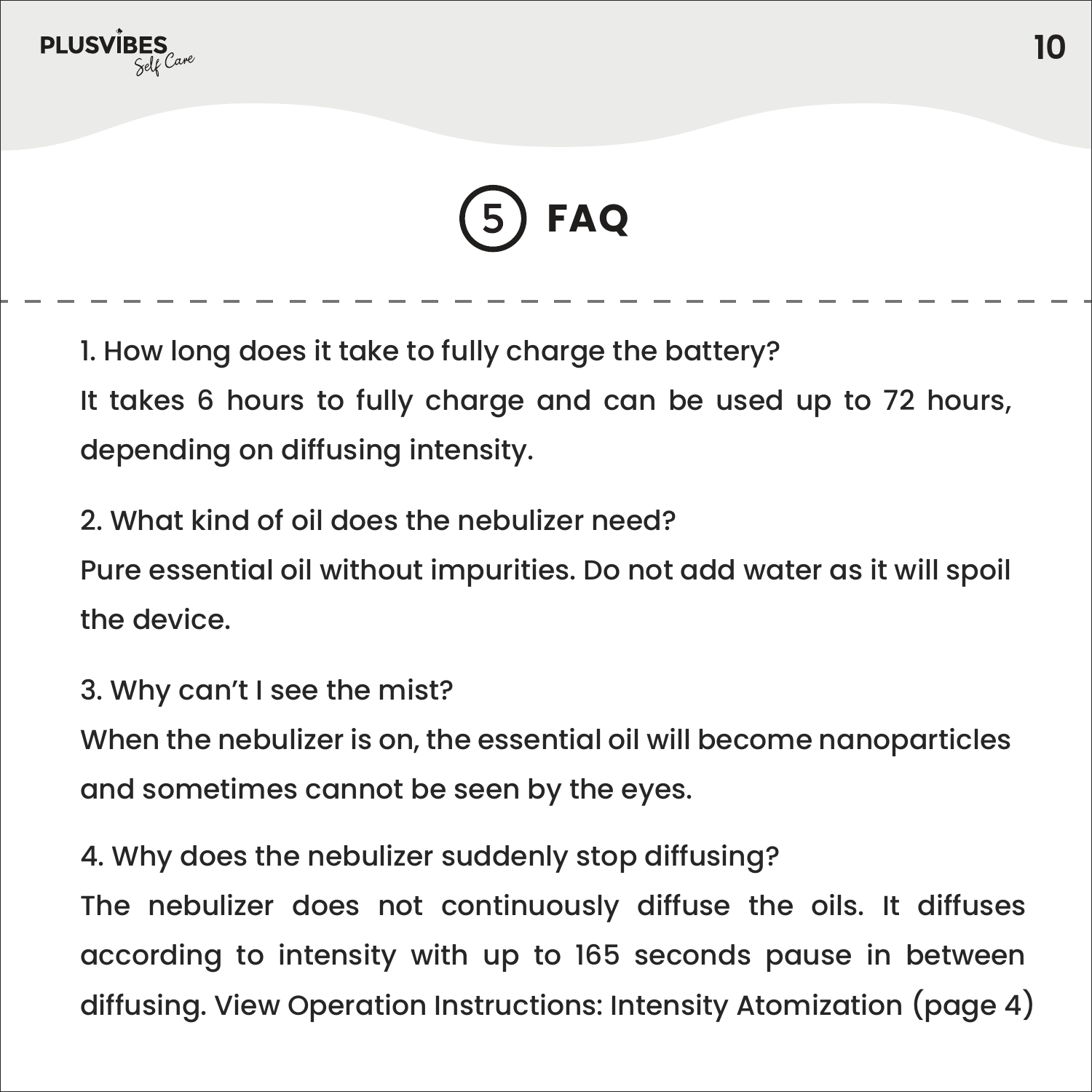# 5 FAQ

1. How long does it take to fully charge the battery?

It takes 6 hours to fully charge and can be used up to 72 hours, depending on diffusing intensity.

2. What kind of oil does the nebulizer need?

Pure essential oil without impurities. Do not add water as it will spoil the device.

3. Why can't I see the mist?

When the nebulizer is on, the essential oil will become nanoparticles and sometimes cannot be seen by the eyes.

4. Why does the nebulizer suddenly stop diffusing?

The nebulizer does not continuously diffuse the oils. It diffuses according to intensity with up to 165 seconds pause in between diffusing. View Operation Instructions: Intensity Atomization (page 4)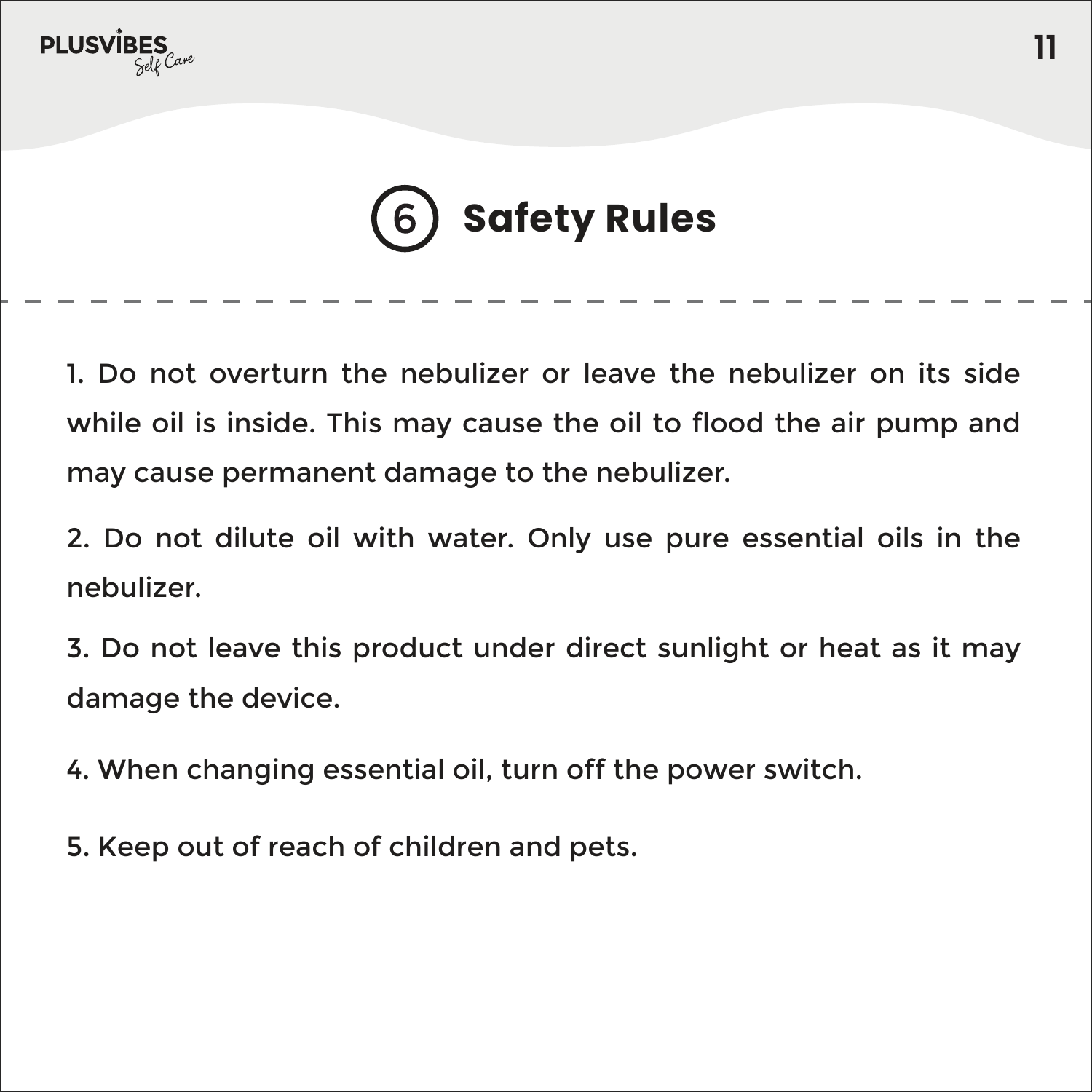## 6 Safety Rules

1. Do not overturn the nebulizer or leave the nebulizer on its side while oil is inside. This may cause the oil to flood the air pump and may cause permanent damage to the nebulizer.

2. Do not dilute oil with water. Only use pure essential oils in the nebulizer.

3. Do not leave this product under direct sunlight or heat as it may damage the device.

4. When changing essential oil, turn off the power switch.

5. Keep out of reach of children and pets.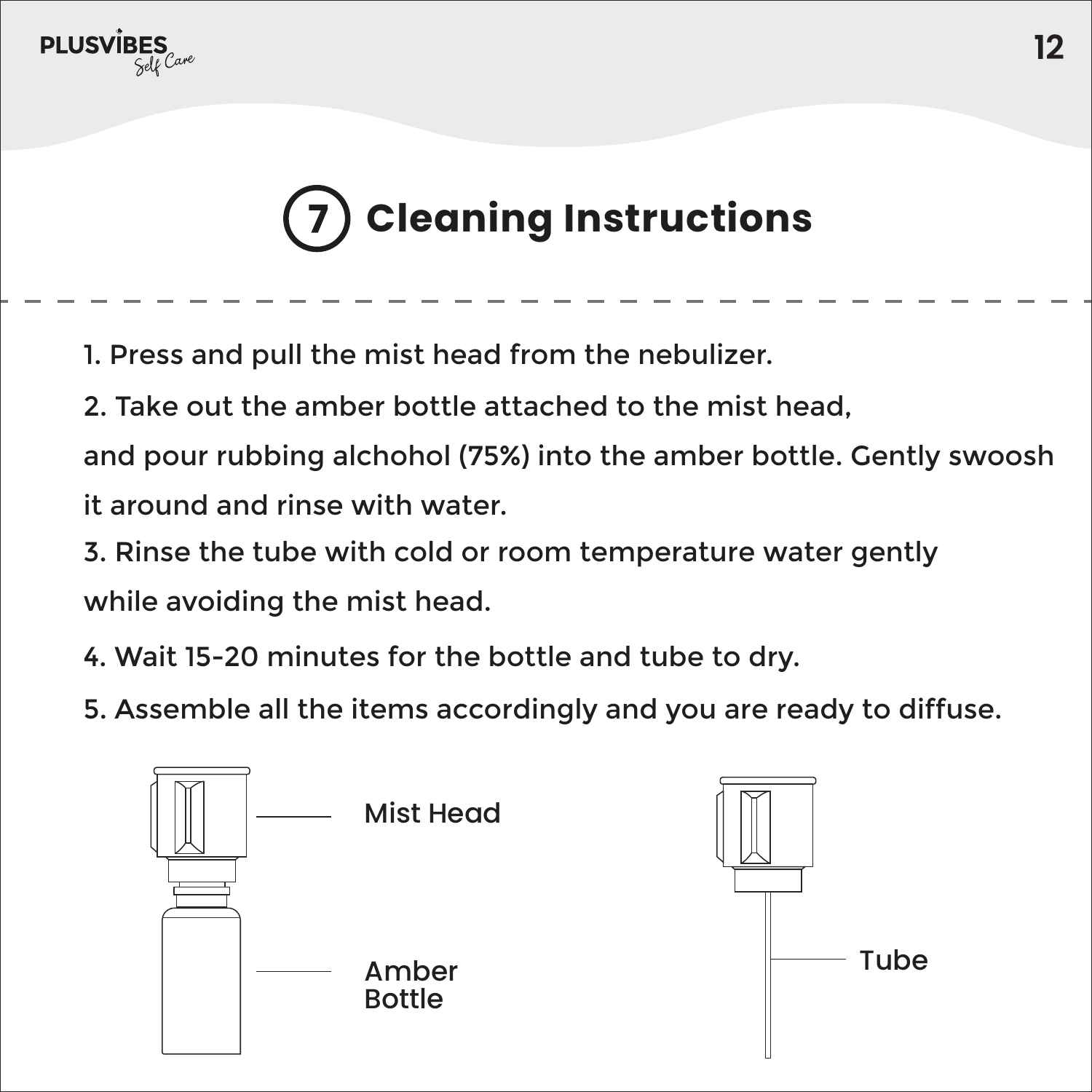## 7 Cleaning Instructions

1. Press and pull the mist head from the nebulizer.
2. Take out the amber bottle attached to the mist head, and pour rubbing alchohol (75%) into the amber bottle. Gently swoosh it around and rinse with water.
3. Rinse the tube with cold or room temperature water gently while avoiding the mist head.
4. Wait 15-20 minutes for the bottle and tube to dry.
5. Assemble all the items accordingly and you are ready to diffuse.

Mist Head

Amber Bottle

Tube